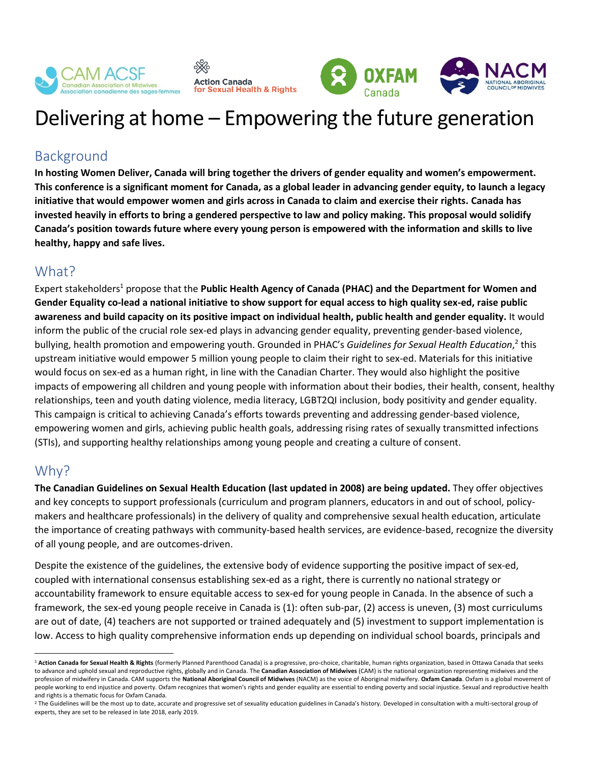# Delivering at home – Empowering the future generation

## Background

**In hosting Women Deliver, Canada will bring together the drivers of gender equality and women's empowerment. This conference is a significant moment for Canada, as a global leader in advancing gender equity, to launch a legacy initiative that would empower women and girls across in Canada to claim and exercise their rights. Canada has invested heavily in efforts to bring a gendered perspective to law and policy making. This proposal would solidify Canada's position towards future where every young person is empowered with the information and skills to live healthy, happy and safe lives.**

## What?

Expert stakeholders[1] propose that the **Public Health Agency of Canada (PHAC) and the Department for Women and Gender Equality co-lead a national initiative to show support for equal access to high quality sex-ed, raise public awareness and build capacity on its positive impact on individual health, public health and gender equality.** It would inform the public of the crucial role sex-ed plays in advancing gender equality, preventing gender-based violence, bullying, health promotion and empowering youth. Grounded in PHAC's *Guidelines for Sexual Health Education*,[2] this upstream initiative would empower 5 million young people to claim their right to sex-ed. Materials for this initiative would focus on sex-ed as a human right, in line with the Canadian Charter. They would also highlight the positive impacts of empowering all children and young people with information about their bodies, their health, consent, healthy relationships, teen and youth dating violence, media literacy, LGBT2QI inclusion, body positivity and gender equality. This campaign is critical to achieving Canada's efforts towards preventing and addressing gender-based violence, empowering women and girls, achieving public health goals, addressing rising rates of sexually transmitted infections (STIs), and supporting healthy relationships among young people and creating a culture of consent.

## Why?

**The Canadian Guidelines on Sexual Health Education (last updated in 2008) are being updated.** They offer objectives and key concepts to support professionals (curriculum and program planners, educators in and out of school, policy-makers and healthcare professionals) in the delivery of quality and comprehensive sexual health education, articulate the importance of creating pathways with community-based health services, are evidence-based, recognize the diversity of all young people, and are outcomes-driven.

Despite the existence of the guidelines, the extensive body of evidence supporting the positive impact of sex-ed, coupled with international consensus establishing sex-ed as a right, there is currently no national strategy or accountability framework to ensure equitable access to sex-ed for young people in Canada. In the absence of such a framework, the sex-ed young people receive in Canada is (1): often sub-par, (2) access is uneven, (3) most curriculums are out of date, (4) teachers are not supported or trained adequately and (5) investment to support implementation is low. Access to high quality comprehensive information ends up depending on individual school boards, principals and

---

[1] **Action Canada for Sexual Health & Rights** (formerly Planned Parenthood Canada) is a progressive, pro-choice, charitable, human rights organization, based in Ottawa Canada that seeks to advance and uphold sexual and reproductive rights, globally and in Canada. The **Canadian Association of Midwives** (CAM) is the national organization representing midwives and the profession of midwifery in Canada. CAM supports the **National Aboriginal Council of Midwives** (NACM) as the voice of Aboriginal midwifery. **Oxfam Canada**. Oxfam is a global movement of people working to end injustice and poverty. Oxfam recognizes that women's rights and gender equality are essential to ending poverty and social injustice. Sexual and reproductive health and rights is a thematic focus for Oxfam Canada.

[2] The Guidelines will be the most up to date, accurate and progressive set of sexuality education guidelines in Canada's history. Developed in consultation with a multi-sectoral group of experts, they are set to be released in late 2018, early 2019.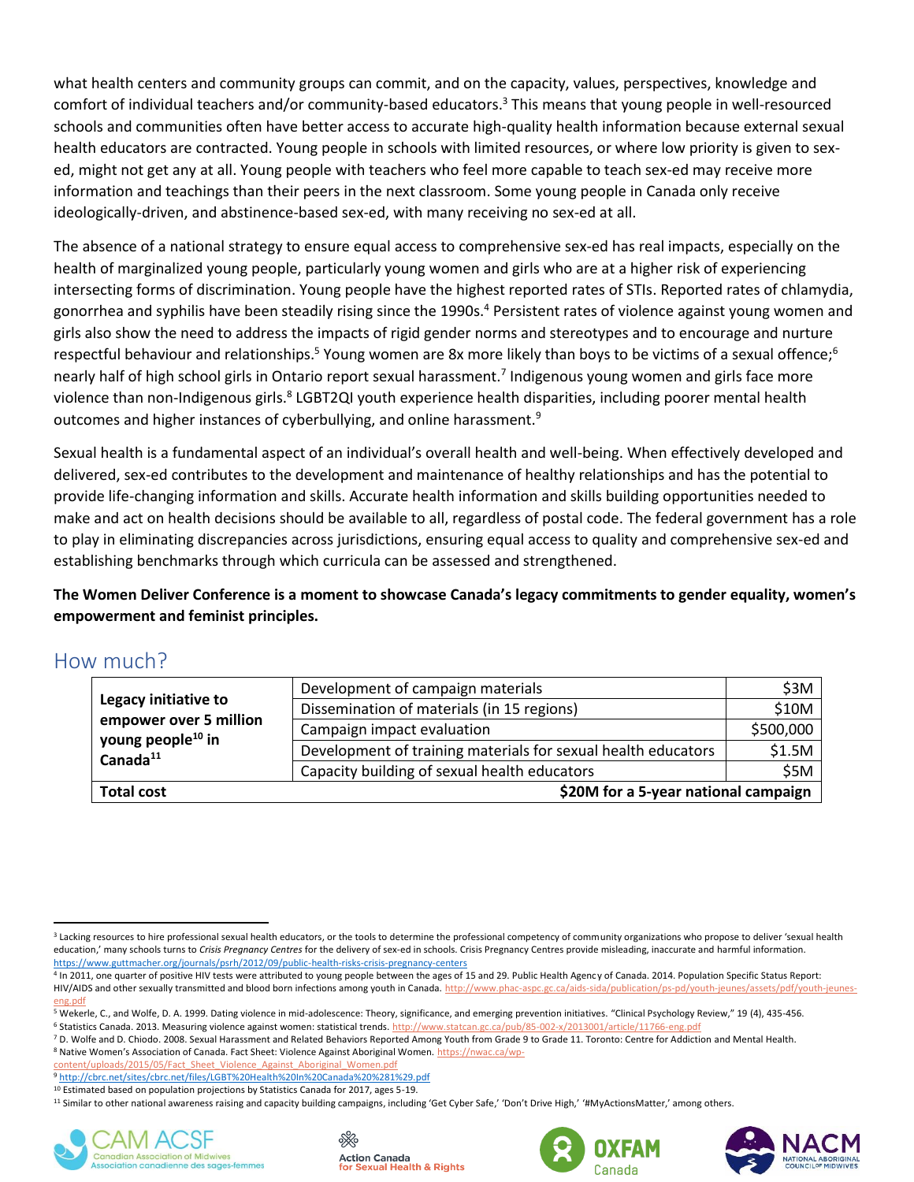what health centers and community groups can commit, and on the capacity, values, perspectives, knowledge and comfort of individual teachers and/or community-based educators.[3] This means that young people in well-resourced schools and communities often have better access to accurate high-quality health information because external sexual health educators are contracted. Young people in schools with limited resources, or where low priority is given to sex-ed, might not get any at all. Young people with teachers who feel more capable to teach sex-ed may receive more information and teachings than their peers in the next classroom. Some young people in Canada only receive ideologically-driven, and abstinence-based sex-ed, with many receiving no sex-ed at all.

The absence of a national strategy to ensure equal access to comprehensive sex-ed has real impacts, especially on the health of marginalized young people, particularly young women and girls who are at a higher risk of experiencing intersecting forms of discrimination. Young people have the highest reported rates of STIs. Reported rates of chlamydia, gonorrhea and syphilis have been steadily rising since the 1990s.[4] Persistent rates of violence against young women and girls also show the need to address the impacts of rigid gender norms and stereotypes and to encourage and nurture respectful behaviour and relationships.[5] Young women are 8x more likely than boys to be victims of a sexual offence;[6] nearly half of high school girls in Ontario report sexual harassment.[7] Indigenous young women and girls face more violence than non-Indigenous girls.[8] LGBT2QI youth experience health disparities, including poorer mental health outcomes and higher instances of cyberbullying, and online harassment.[9]

Sexual health is a fundamental aspect of an individual's overall health and well-being. When effectively developed and delivered, sex-ed contributes to the development and maintenance of healthy relationships and has the potential to provide life-changing information and skills. Accurate health information and skills building opportunities needed to make and act on health decisions should be available to all, regardless of postal code. The federal government has a role to play in eliminating discrepancies across jurisdictions, ensuring equal access to quality and comprehensive sex-ed and establishing benchmarks through which curricula can be assessed and strengthened.

**The Women Deliver Conference is a moment to showcase Canada's legacy commitments to gender equality, women's empowerment and feminist principles.**

## How much?

| | | |
|---|---|---|
| **Legacy initiative to empower over 5 million young people[10] in Canada[11]** | Development of campaign materials | $3M |
| | Dissemination of materials (in 15 regions) | $10M |
| | Campaign impact evaluation | $500,000 |
| | Development of training materials for sexual health educators | $1.5M |
| | Capacity building of sexual health educators | $5M |
| **Total cost** | | **$20M for a 5-year national campaign** |

[3] Lacking resources to hire professional sexual health educators, or the tools to determine the professional competency of community organizations who propose to deliver 'sexual health education,' many schools turns to *Crisis Pregnancy Centres* for the delivery of sex-ed in schools. Crisis Pregnancy Centres provide misleading, inaccurate and harmful information. https://www.guttmacher.org/journals/psrh/2012/09/public-health-risks-crisis-pregnancy-centers

[4] In 2011, one quarter of positive HIV tests were attributed to young people between the ages of 15 and 29. Public Health Agency of Canada. 2014. Population Specific Status Report: HIV/AIDS and other sexually transmitted and blood born infections among youth in Canada. http://www.phac-aspc.gc.ca/aids-sida/publication/ps-pd/youth-jeunes/assets/pdf/youth-jeunes-eng.pdf

[5] Wekerle, C., and Wolfe, D. A. 1999. Dating violence in mid-adolescence: Theory, significance, and emerging prevention initiatives. "Clinical Psychology Review," 19 (4), 435-456.

[6] Statistics Canada. 2013. Measuring violence against women: statistical trends. http://www.statcan.gc.ca/pub/85-002-x/2013001/article/11766-eng.pdf

[7] D. Wolfe and D. Chiodo. 2008. Sexual Harassment and Related Behaviors Reported Among Youth from Grade 9 to Grade 11. Toronto: Centre for Addiction and Mental Health.

[8] Native Women's Association of Canada. Fact Sheet: Violence Against Aboriginal Women. https://nwac.ca/wp-content/uploads/2015/05/Fact_Sheet_Violence_Against_Aboriginal_Women.pdf

[9] http://cbrc.net/sites/cbrc.net/files/LGBT%20Health%20In%20Canada%20%281%29.pdf

[10] Estimated based on population projections by Statistics Canada for 2017, ages 5-19.

[11] Similar to other national awareness raising and capacity building campaigns, including 'Get Cyber Safe,' 'Don't Drive High,' '#MyActionsMatter,' among others.

CAM ACSF Canadian Association of Midwives / Association canadienne des sages-femmes

Action Canada for Sexual Health & Rights

OXFAM Canada

NACM National Aboriginal Council of Midwives